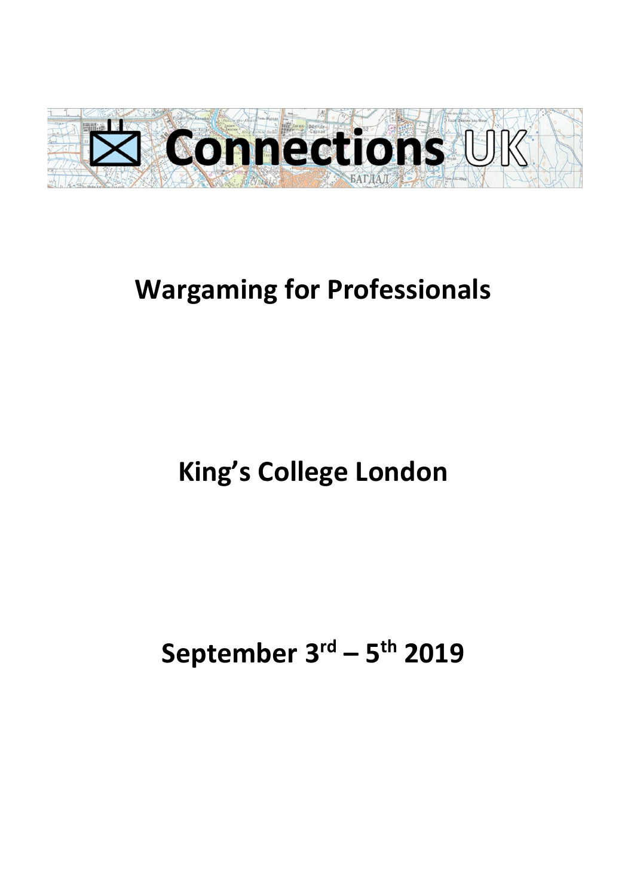# Connections UK

## Wargaming for Professionals

## King's College London

## September 3rd – 5th 2019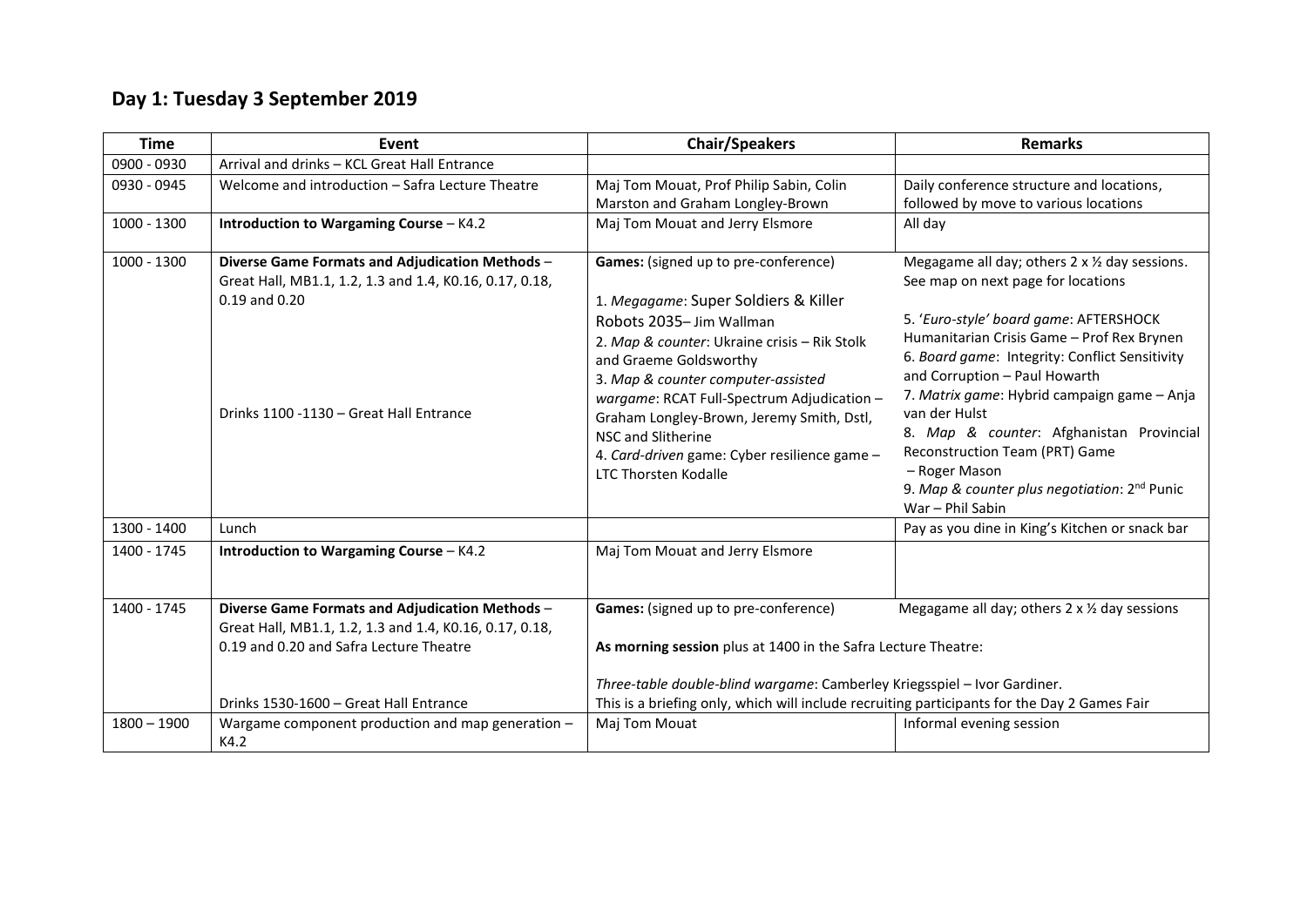## Day 1: Tuesday 3 September 2019

| Time | Event | Chair/Speakers | Remarks |
|---|---|---|---|
| 0900 - 0930 | Arrival and drinks – KCL Great Hall Entrance | | |
| 0930 - 0945 | Welcome and introduction – Safra Lecture Theatre | Maj Tom Mouat, Prof Philip Sabin, Colin Marston and Graham Longley-Brown | Daily conference structure and locations, followed by move to various locations |
| 1000 - 1300 | **Introduction to Wargaming Course** – K4.2 | Maj Tom Mouat and Jerry Elsmore | All day |
| 1000 - 1300 | **Diverse Game Formats and Adjudication Methods** – Great Hall, MB1.1, 1.2, 1.3 and 1.4, K0.16, 0.17, 0.18, 0.19 and 0.20<br><br>Drinks 1100 -1130 – Great Hall Entrance | **Games:** (signed up to pre-conference)<br><br>1. *Megagame*: Super Soldiers & Killer Robots 2035– Jim Wallman<br>2. *Map & counter*: Ukraine crisis – Rik Stolk and Graeme Goldsworthy<br>3. *Map & counter computer-assisted wargame*: RCAT Full-Spectrum Adjudication – Graham Longley-Brown, Jeremy Smith, Dstl, NSC and Slitherine<br>4. *Card-driven* game: Cyber resilience game – LTC Thorsten Kodalle | Megagame all day; others 2 x ½ day sessions. See map on next page for locations<br><br>5. '*Euro-style' board game*: AFTERSHOCK Humanitarian Crisis Game – Prof Rex Brynen<br>6. *Board game*: Integrity: Conflict Sensitivity and Corruption – Paul Howarth<br>7. *Matrix game*: Hybrid campaign game – Anja van der Hulst<br>8. *Map & counter*: Afghanistan Provincial Reconstruction Team (PRT) Game – Roger Mason<br>9. *Map & counter plus negotiation*: 2nd Punic War – Phil Sabin |
| 1300 - 1400 | Lunch | | Pay as you dine in King's Kitchen or snack bar |
| 1400 - 1745 | **Introduction to Wargaming Course** – K4.2 | Maj Tom Mouat and Jerry Elsmore | |
| 1400 - 1745 | **Diverse Game Formats and Adjudication Methods** – Great Hall, MB1.1, 1.2, 1.3 and 1.4, K0.16, 0.17, 0.18, 0.19 and 0.20 and Safra Lecture Theatre<br><br>Drinks 1530-1600 – Great Hall Entrance | **Games:** (signed up to pre-conference)<br><br>**As morning session** plus at 1400 in the Safra Lecture Theatre:<br><br>*Three-table double-blind wargame*: Camberley Kriegsspiel – Ivor Gardiner.<br>This is a briefing only, which will include recruiting participants for the Day 2 Games Fair | Megagame all day; others 2 x ½ day sessions |
| 1800 – 1900 | Wargame component production and map generation – K4.2 | Maj Tom Mouat | Informal evening session |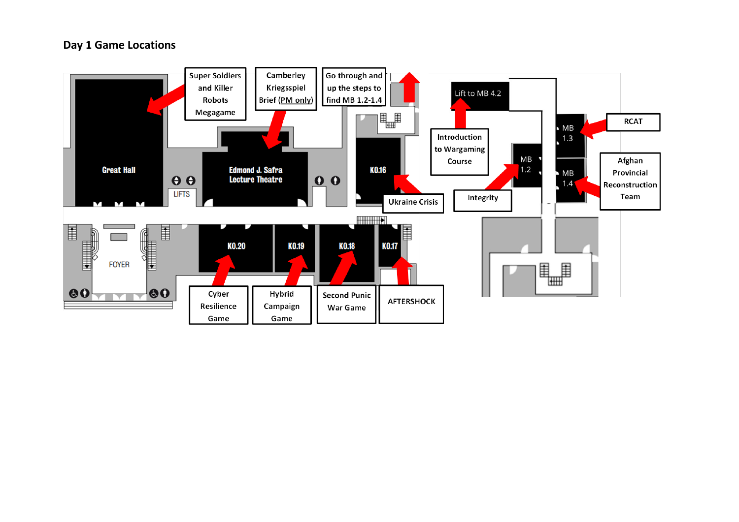## Day 1 Game Locations

- Super Soldiers and Killer Robots Megagame → Great Hall
- Camberley Kriegsspiel Brief (PM only) → Edmond J. Safra Lecture Theatre
- Go through and up the steps to find MB 1.2-1.4
- Ukraine Crisis → K0.16
- Cyber Resilience Game → K0.20
- Hybrid Campaign Game → K0.19
- Second Punic War Game → K0.18
- AFTERSHOCK → K0.17
- Introduction to Wargaming Course → Lift to MB 4.2
- Integrity → MB 1.2
- RCAT → MB 1.3
- Afghan Provincial Reconstruction Team → MB 1.4

Great Hall | Edmond J. Safra Lecture Theatre | LIFTS | FOYER | K0.16 | K0.17 | K0.18 | K0.19 | K0.20 | MB 1.2 | MB 1.3 | MB 1.4 | Lift to MB 4.2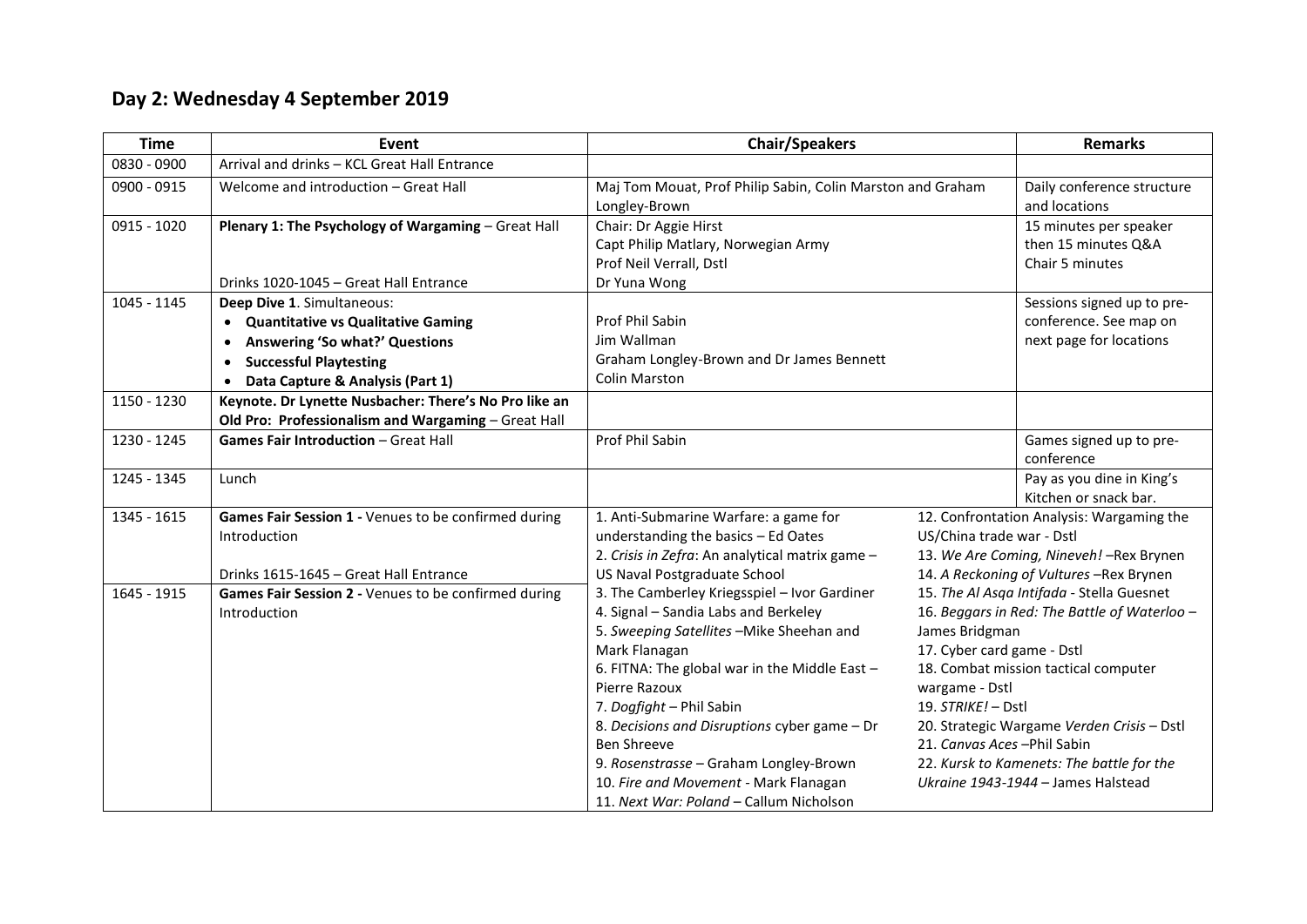## Day 2: Wednesday 4 September 2019

| Time | Event | Chair/Speakers | Remarks |
|---|---|---|---|
| 0830 - 0900 | Arrival and drinks – KCL Great Hall Entrance | | |
| 0900 - 0915 | Welcome and introduction – Great Hall | Maj Tom Mouat, Prof Philip Sabin, Colin Marston and Graham Longley-Brown | Daily conference structure and locations |
| 0915 - 1020 | **Plenary 1: The Psychology of Wargaming** – Great Hall<br><br>Drinks 1020-1045 – Great Hall Entrance | Chair: Dr Aggie Hirst<br>Capt Philip Matlary, Norwegian Army<br>Prof Neil Verrall, Dstl<br>Dr Yuna Wong | 15 minutes per speaker then 15 minutes Q&A<br>Chair 5 minutes |
| 1045 - 1145 | **Deep Dive 1**. Simultaneous:<br>• **Quantitative vs Qualitative Gaming**<br>• **Answering 'So what?' Questions**<br>• **Successful Playtesting**<br>• **Data Capture & Analysis (Part 1)** | <br>Prof Phil Sabin<br>Jim Wallman<br>Graham Longley-Brown and Dr James Bennett<br>Colin Marston | Sessions signed up to pre-conference. See map on next page for locations |
| 1150 - 1230 | **Keynote. Dr Lynette Nusbacher: There's No Pro like an Old Pro: Professionalism and Wargaming** – Great Hall | | |
| 1230 - 1245 | **Games Fair Introduction** – Great Hall | Prof Phil Sabin | Games signed up to pre-conference |
| 1245 - 1345 | Lunch | | Pay as you dine in King's Kitchen or snack bar. |
| 1345 - 1615 | **Games Fair Session 1 -** Venues to be confirmed during Introduction<br><br>Drinks 1615-1645 – Great Hall Entrance | 1. Anti-Submarine Warfare: a game for understanding the basics – Ed Oates<br>2. *Crisis in Zefra*: An analytical matrix game – US Naval Postgraduate School<br>3. The Camberley Kriegsspiel – Ivor Gardiner<br>4. Signal – Sandia Labs and Berkeley<br>5. *Sweeping Satellites* –Mike Sheehan and Mark Flanagan<br>6. FITNA: The global war in the Middle East – Pierre Razoux<br>7. *Dogfight* – Phil Sabin<br>8. *Decisions and Disruptions* cyber game – Dr Ben Shreeve<br>9. *Rosenstrasse* – Graham Longley-Brown<br>10. *Fire and Movement* - Mark Flanagan<br>11. *Next War: Poland* – Callum Nicholson<br>12. Confrontation Analysis: Wargaming the US/China trade war - Dstl<br>13. *We Are Coming, Nineveh!* –Rex Brynen<br>14. *A Reckoning of Vultures* –Rex Brynen<br>15. *The Al Asqa Intifada* - Stella Guesnet<br>16. *Beggars in Red: The Battle of Waterloo* – James Bridgman<br>17. Cyber card game - Dstl<br>18. Combat mission tactical computer wargame - Dstl<br>19. *STRIKE!* – Dstl<br>20. Strategic Wargame *Verden Crisis* – Dstl<br>21. *Canvas Aces* –Phil Sabin<br>22. *Kursk to Kamenets: The battle for the Ukraine 1943-1944* – James Halstead | |
| 1645 - 1915 | **Games Fair Session 2 -** Venues to be confirmed during Introduction | | |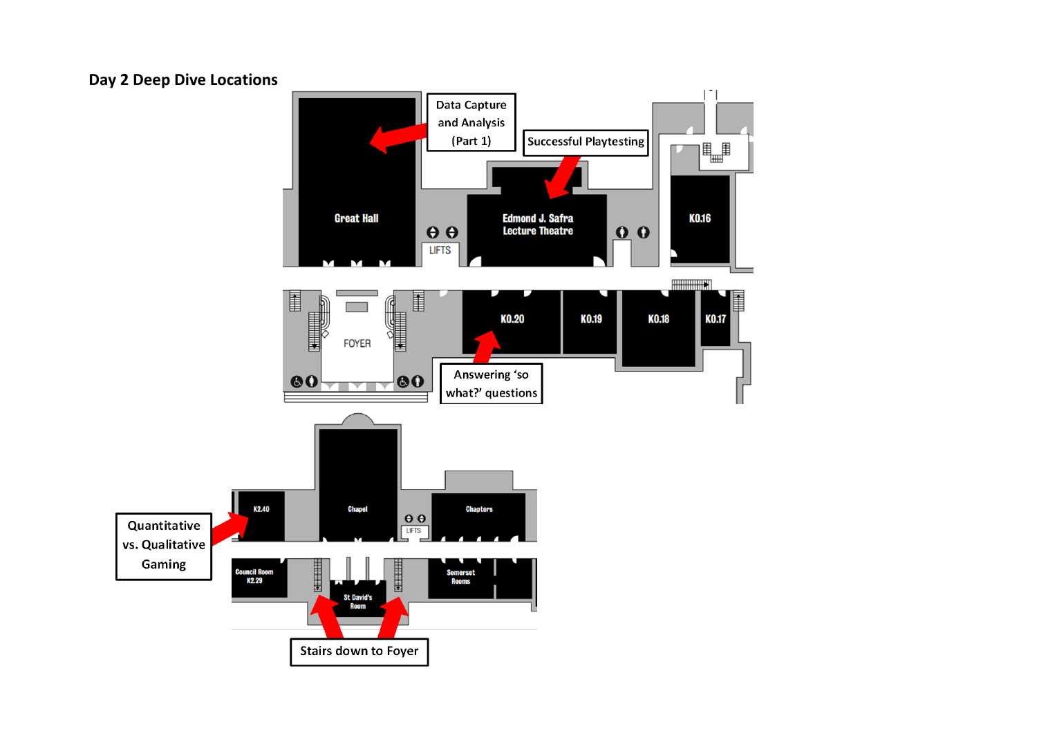## Day 2 Deep Dive Locations

Data Capture and Analysis (Part 1)

Successful Playtesting

Great Hall

Edmond J. Safra Lecture Theatre

LIFTS

K0.16

K0.20

K0.19

K0.18

K0.17

FOYER

Answering 'so what?' questions

K2.40

Chapel

LIFTS

Chapters

Quantitative vs. Qualitative Gaming

Council Room K2.29

St David's Room

Somerset Rooms

Stairs down to Foyer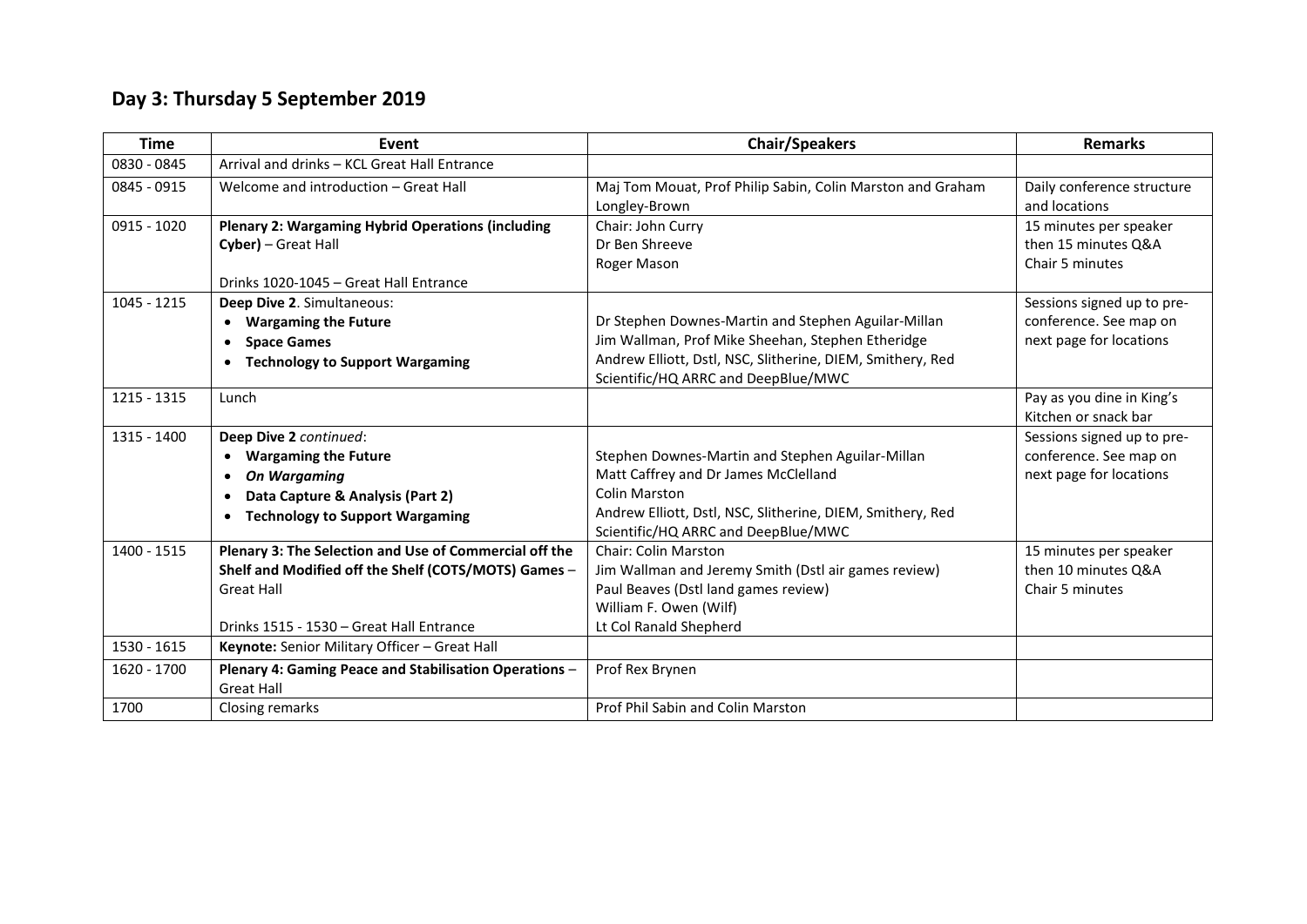## Day 3: Thursday 5 September 2019

| Time | Event | Chair/Speakers | Remarks |
|---|---|---|---|
| 0830 - 0845 | Arrival and drinks – KCL Great Hall Entrance | | |
| 0845 - 0915 | Welcome and introduction – Great Hall | Maj Tom Mouat, Prof Philip Sabin, Colin Marston and Graham Longley-Brown | Daily conference structure and locations |
| 0915 - 1020 | **Plenary 2: Wargaming Hybrid Operations (including Cyber)** – Great Hall<br><br>Drinks 1020-1045 – Great Hall Entrance | Chair: John Curry<br>Dr Ben Shreeve<br>Roger Mason | 15 minutes per speaker then 15 minutes Q&A<br>Chair 5 minutes |
| 1045 - 1215 | **Deep Dive 2**. Simultaneous:<br>• **Wargaming the Future**<br>• **Space Games**<br>• **Technology to Support Wargaming** | Dr Stephen Downes-Martin and Stephen Aguilar-Millan<br>Jim Wallman, Prof Mike Sheehan, Stephen Etheridge<br>Andrew Elliott, Dstl, NSC, Slitherine, DIEM, Smithery, Red Scientific/HQ ARRC and DeepBlue/MWC | Sessions signed up to pre-conference. See map on next page for locations |
| 1215 - 1315 | Lunch | | Pay as you dine in King's Kitchen or snack bar |
| 1315 - 1400 | **Deep Dive 2** *continued*:<br>• **Wargaming the Future**<br>• ***On Wargaming***<br>• **Data Capture & Analysis (Part 2)**<br>• **Technology to Support Wargaming** | Stephen Downes-Martin and Stephen Aguilar-Millan<br>Matt Caffrey and Dr James McClelland<br>Colin Marston<br>Andrew Elliott, Dstl, NSC, Slitherine, DIEM, Smithery, Red Scientific/HQ ARRC and DeepBlue/MWC | Sessions signed up to pre-conference. See map on next page for locations |
| 1400 - 1515 | **Plenary 3: The Selection and Use of Commercial off the Shelf and Modified off the Shelf (COTS/MOTS) Games** – Great Hall<br><br>Drinks 1515 - 1530 – Great Hall Entrance | Chair: Colin Marston<br>Jim Wallman and Jeremy Smith (Dstl air games review)<br>Paul Beaves (Dstl land games review)<br>William F. Owen (Wilf)<br>Lt Col Ranald Shepherd | 15 minutes per speaker then 10 minutes Q&A<br>Chair 5 minutes |
| 1530 - 1615 | **Keynote:** Senior Military Officer – Great Hall | | |
| 1620 - 1700 | **Plenary 4: Gaming Peace and Stabilisation Operations** – Great Hall | Prof Rex Brynen | |
| 1700 | Closing remarks | Prof Phil Sabin and Colin Marston | |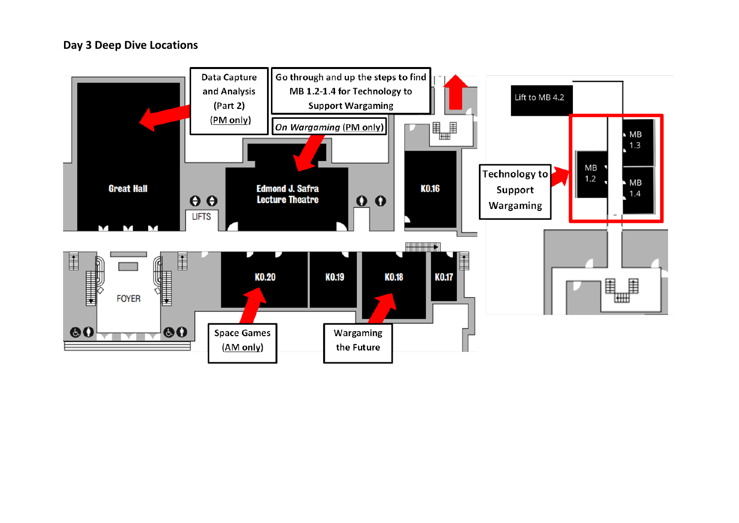## Day 3 Deep Dive Locations

Data Capture and Analysis (Part 2) (PM only)

Go through and up the steps to find MB 1.2-1.4 for Technology to Support Wargaming

*On Wargaming* (PM only)

Great Hall

LIFTS

Edmond J. Safra Lecture Theatre

K0.16

FOYER

K0.20

K0.19

K0.18

K0.17

Space Games (AM only)

Wargaming the Future

Lift to MB 4.2

MB 1.3

MB 1.2

MB 1.4

Technology to Support Wargaming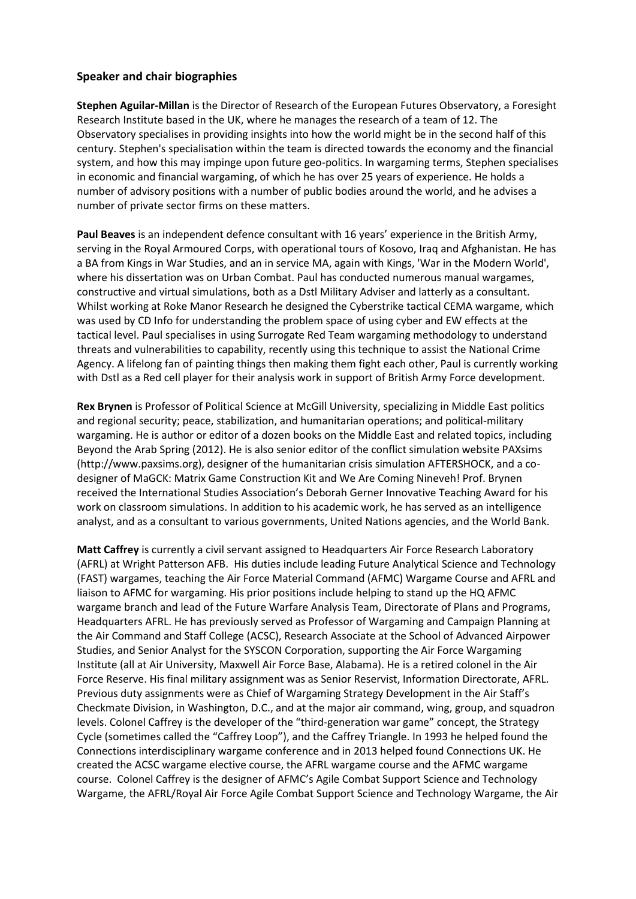### Speaker and chair biographies

**Stephen Aguilar-Millan** is the Director of Research of the European Futures Observatory, a Foresight Research Institute based in the UK, where he manages the research of a team of 12. The Observatory specialises in providing insights into how the world might be in the second half of this century. Stephen's specialisation within the team is directed towards the economy and the financial system, and how this may impinge upon future geo-politics. In wargaming terms, Stephen specialises in economic and financial wargaming, of which he has over 25 years of experience. He holds a number of advisory positions with a number of public bodies around the world, and he advises a number of private sector firms on these matters.

**Paul Beaves** is an independent defence consultant with 16 years' experience in the British Army, serving in the Royal Armoured Corps, with operational tours of Kosovo, Iraq and Afghanistan. He has a BA from Kings in War Studies, and an in service MA, again with Kings, 'War in the Modern World', where his dissertation was on Urban Combat. Paul has conducted numerous manual wargames, constructive and virtual simulations, both as a Dstl Military Adviser and latterly as a consultant. Whilst working at Roke Manor Research he designed the Cyberstrike tactical CEMA wargame, which was used by CD Info for understanding the problem space of using cyber and EW effects at the tactical level. Paul specialises in using Surrogate Red Team wargaming methodology to understand threats and vulnerabilities to capability, recently using this technique to assist the National Crime Agency. A lifelong fan of painting things then making them fight each other, Paul is currently working with Dstl as a Red cell player for their analysis work in support of British Army Force development.

**Rex Brynen** is Professor of Political Science at McGill University, specializing in Middle East politics and regional security; peace, stabilization, and humanitarian operations; and political-military wargaming. He is author or editor of a dozen books on the Middle East and related topics, including Beyond the Arab Spring (2012). He is also senior editor of the conflict simulation website PAXsims (http://www.paxsims.org), designer of the humanitarian crisis simulation AFTERSHOCK, and a co-designer of MaGCK: Matrix Game Construction Kit and We Are Coming Nineveh! Prof. Brynen received the International Studies Association's Deborah Gerner Innovative Teaching Award for his work on classroom simulations. In addition to his academic work, he has served as an intelligence analyst, and as a consultant to various governments, United Nations agencies, and the World Bank.

**Matt Caffrey** is currently a civil servant assigned to Headquarters Air Force Research Laboratory (AFRL) at Wright Patterson AFB. His duties include leading Future Analytical Science and Technology (FAST) wargames, teaching the Air Force Material Command (AFMC) Wargame Course and AFRL and liaison to AFMC for wargaming. His prior positions include helping to stand up the HQ AFMC wargame branch and lead of the Future Warfare Analysis Team, Directorate of Plans and Programs, Headquarters AFRL. He has previously served as Professor of Wargaming and Campaign Planning at the Air Command and Staff College (ACSC), Research Associate at the School of Advanced Airpower Studies, and Senior Analyst for the SYSCON Corporation, supporting the Air Force Wargaming Institute (all at Air University, Maxwell Air Force Base, Alabama). He is a retired colonel in the Air Force Reserve. His final military assignment was as Senior Reservist, Information Directorate, AFRL. Previous duty assignments were as Chief of Wargaming Strategy Development in the Air Staff's Checkmate Division, in Washington, D.C., and at the major air command, wing, group, and squadron levels. Colonel Caffrey is the developer of the "third-generation war game" concept, the Strategy Cycle (sometimes called the "Caffrey Loop"), and the Caffrey Triangle. In 1993 he helped found the Connections interdisciplinary wargame conference and in 2013 helped found Connections UK. He created the ACSC wargame elective course, the AFRL wargame course and the AFMC wargame course. Colonel Caffrey is the designer of AFMC's Agile Combat Support Science and Technology Wargame, the AFRL/Royal Air Force Agile Combat Support Science and Technology Wargame, the Air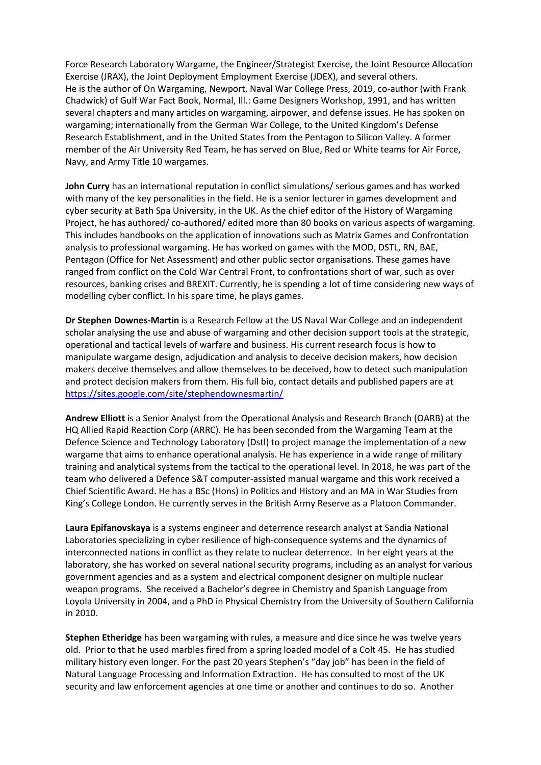Force Research Laboratory Wargame, the Engineer/Strategist Exercise, the Joint Resource Allocation Exercise (JRAX), the Joint Deployment Employment Exercise (JDEX), and several others. He is the author of On Wargaming, Newport, Naval War College Press, 2019, co-author (with Frank Chadwick) of Gulf War Fact Book, Normal, Ill.: Game Designers Workshop, 1991, and has written several chapters and many articles on wargaming, airpower, and defense issues. He has spoken on wargaming; internationally from the German War College, to the United Kingdom's Defense Research Establishment, and in the United States from the Pentagon to Silicon Valley. A former member of the Air University Red Team, he has served on Blue, Red or White teams for Air Force, Navy, and Army Title 10 wargames.

**John Curry** has an international reputation in conflict simulations/ serious games and has worked with many of the key personalities in the field. He is a senior lecturer in games development and cyber security at Bath Spa University, in the UK. As the chief editor of the History of Wargaming Project, he has authored/ co-authored/ edited more than 80 books on various aspects of wargaming. This includes handbooks on the application of innovations such as Matrix Games and Confrontation analysis to professional wargaming. He has worked on games with the MOD, DSTL, RN, BAE, Pentagon (Office for Net Assessment) and other public sector organisations. These games have ranged from conflict on the Cold War Central Front, to confrontations short of war, such as over resources, banking crises and BREXIT. Currently, he is spending a lot of time considering new ways of modelling cyber conflict. In his spare time, he plays games.

**Dr Stephen Downes-Martin** is a Research Fellow at the US Naval War College and an independent scholar analysing the use and abuse of wargaming and other decision support tools at the strategic, operational and tactical levels of warfare and business. His current research focus is how to manipulate wargame design, adjudication and analysis to deceive decision makers, how decision makers deceive themselves and allow themselves to be deceived, how to detect such manipulation and protect decision makers from them. His full bio, contact details and published papers are at https://sites.google.com/site/stephendownesmartin/

**Andrew Elliott** is a Senior Analyst from the Operational Analysis and Research Branch (OARB) at the HQ Allied Rapid Reaction Corp (ARRC). He has been seconded from the Wargaming Team at the Defence Science and Technology Laboratory (Dstl) to project manage the implementation of a new wargame that aims to enhance operational analysis. He has experience in a wide range of military training and analytical systems from the tactical to the operational level. In 2018, he was part of the team who delivered a Defence S&T computer-assisted manual wargame and this work received a Chief Scientific Award. He has a BSc (Hons) in Politics and History and an MA in War Studies from King's College London. He currently serves in the British Army Reserve as a Platoon Commander.

**Laura Epifanovskaya** is a systems engineer and deterrence research analyst at Sandia National Laboratories specializing in cyber resilience of high-consequence systems and the dynamics of interconnected nations in conflict as they relate to nuclear deterrence. In her eight years at the laboratory, she has worked on several national security programs, including as an analyst for various government agencies and as a system and electrical component designer on multiple nuclear weapon programs. She received a Bachelor's degree in Chemistry and Spanish Language from Loyola University in 2004, and a PhD in Physical Chemistry from the University of Southern California in 2010.

**Stephen Etheridge** has been wargaming with rules, a measure and dice since he was twelve years old. Prior to that he used marbles fired from a spring loaded model of a Colt 45. He has studied military history even longer. For the past 20 years Stephen's "day job" has been in the field of Natural Language Processing and Information Extraction. He has consulted to most of the UK security and law enforcement agencies at one time or another and continues to do so. Another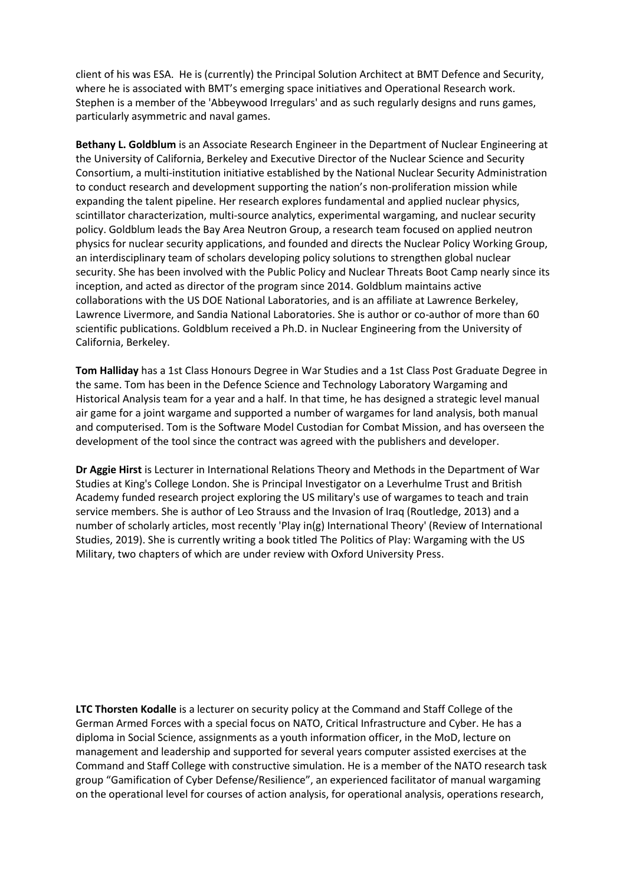client of his was ESA. He is (currently) the Principal Solution Architect at BMT Defence and Security, where he is associated with BMT's emerging space initiatives and Operational Research work. Stephen is a member of the 'Abbeywood Irregulars' and as such regularly designs and runs games, particularly asymmetric and naval games.

**Bethany L. Goldblum** is an Associate Research Engineer in the Department of Nuclear Engineering at the University of California, Berkeley and Executive Director of the Nuclear Science and Security Consortium, a multi-institution initiative established by the National Nuclear Security Administration to conduct research and development supporting the nation's non-proliferation mission while expanding the talent pipeline. Her research explores fundamental and applied nuclear physics, scintillator characterization, multi-source analytics, experimental wargaming, and nuclear security policy. Goldblum leads the Bay Area Neutron Group, a research team focused on applied neutron physics for nuclear security applications, and founded and directs the Nuclear Policy Working Group, an interdisciplinary team of scholars developing policy solutions to strengthen global nuclear security. She has been involved with the Public Policy and Nuclear Threats Boot Camp nearly since its inception, and acted as director of the program since 2014. Goldblum maintains active collaborations with the US DOE National Laboratories, and is an affiliate at Lawrence Berkeley, Lawrence Livermore, and Sandia National Laboratories. She is author or co-author of more than 60 scientific publications. Goldblum received a Ph.D. in Nuclear Engineering from the University of California, Berkeley.

**Tom Halliday** has a 1st Class Honours Degree in War Studies and a 1st Class Post Graduate Degree in the same. Tom has been in the Defence Science and Technology Laboratory Wargaming and Historical Analysis team for a year and a half. In that time, he has designed a strategic level manual air game for a joint wargame and supported a number of wargames for land analysis, both manual and computerised. Tom is the Software Model Custodian for Combat Mission, and has overseen the development of the tool since the contract was agreed with the publishers and developer.

**Dr Aggie Hirst** is Lecturer in International Relations Theory and Methods in the Department of War Studies at King's College London. She is Principal Investigator on a Leverhulme Trust and British Academy funded research project exploring the US military's use of wargames to teach and train service members. She is author of Leo Strauss and the Invasion of Iraq (Routledge, 2013) and a number of scholarly articles, most recently 'Play in(g) International Theory' (Review of International Studies, 2019). She is currently writing a book titled The Politics of Play: Wargaming with the US Military, two chapters of which are under review with Oxford University Press.

**LTC Thorsten Kodalle** is a lecturer on security policy at the Command and Staff College of the German Armed Forces with a special focus on NATO, Critical Infrastructure and Cyber. He has a diploma in Social Science, assignments as a youth information officer, in the MoD, lecture on management and leadership and supported for several years computer assisted exercises at the Command and Staff College with constructive simulation. He is a member of the NATO research task group "Gamification of Cyber Defense/Resilience", an experienced facilitator of manual wargaming on the operational level for courses of action analysis, for operational analysis, operations research,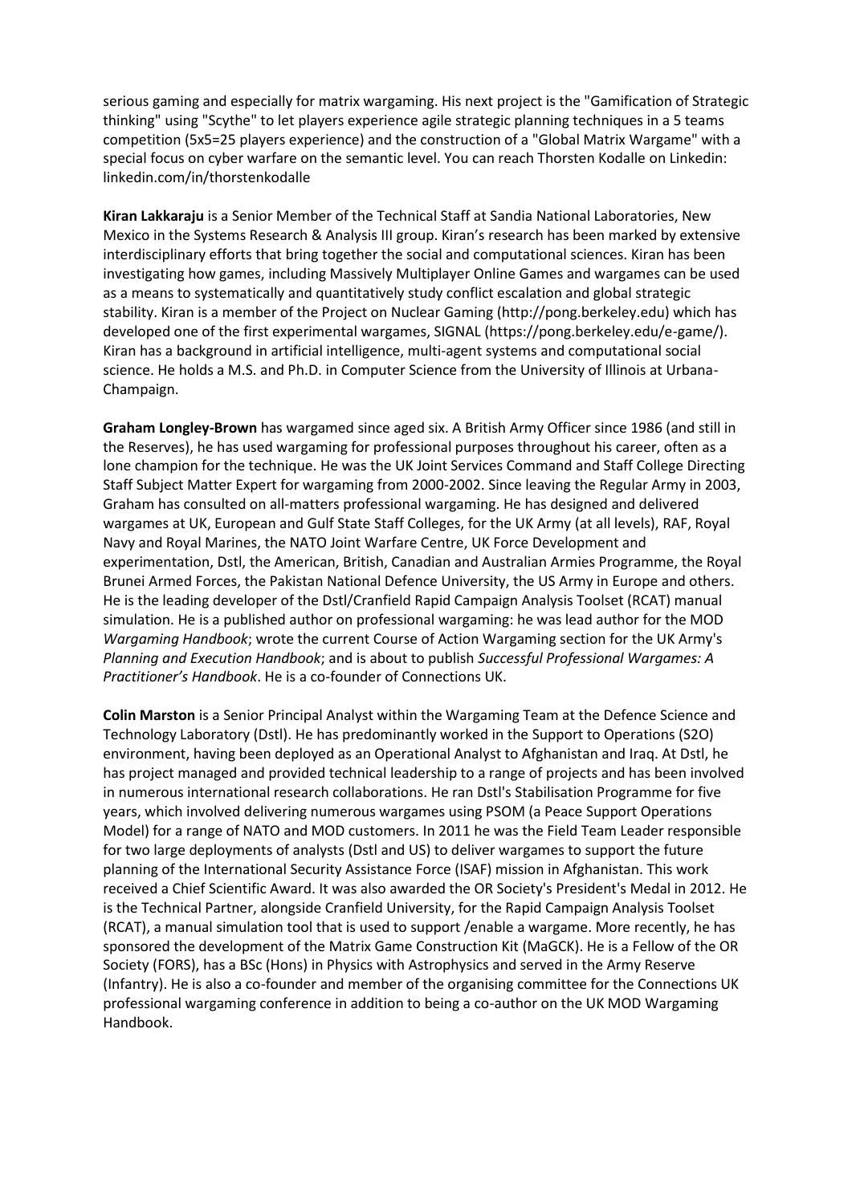serious gaming and especially for matrix wargaming. His next project is the "Gamification of Strategic thinking" using "Scythe" to let players experience agile strategic planning techniques in a 5 teams competition (5x5=25 players experience) and the construction of a "Global Matrix Wargame" with a special focus on cyber warfare on the semantic level. You can reach Thorsten Kodalle on Linkedin: linkedin.com/in/thorstenkodalle

**Kiran Lakkaraju** is a Senior Member of the Technical Staff at Sandia National Laboratories, New Mexico in the Systems Research & Analysis III group. Kiran's research has been marked by extensive interdisciplinary efforts that bring together the social and computational sciences. Kiran has been investigating how games, including Massively Multiplayer Online Games and wargames can be used as a means to systematically and quantitatively study conflict escalation and global strategic stability. Kiran is a member of the Project on Nuclear Gaming (http://pong.berkeley.edu) which has developed one of the first experimental wargames, SIGNAL (https://pong.berkeley.edu/e-game/). Kiran has a background in artificial intelligence, multi-agent systems and computational social science. He holds a M.S. and Ph.D. in Computer Science from the University of Illinois at Urbana-Champaign.

**Graham Longley-Brown** has wargamed since aged six. A British Army Officer since 1986 (and still in the Reserves), he has used wargaming for professional purposes throughout his career, often as a lone champion for the technique. He was the UK Joint Services Command and Staff College Directing Staff Subject Matter Expert for wargaming from 2000-2002. Since leaving the Regular Army in 2003, Graham has consulted on all-matters professional wargaming. He has designed and delivered wargames at UK, European and Gulf State Staff Colleges, for the UK Army (at all levels), RAF, Royal Navy and Royal Marines, the NATO Joint Warfare Centre, UK Force Development and experimentation, Dstl, the American, British, Canadian and Australian Armies Programme, the Royal Brunei Armed Forces, the Pakistan National Defence University, the US Army in Europe and others. He is the leading developer of the Dstl/Cranfield Rapid Campaign Analysis Toolset (RCAT) manual simulation. He is a published author on professional wargaming: he was lead author for the MOD *Wargaming Handbook*; wrote the current Course of Action Wargaming section for the UK Army's *Planning and Execution Handbook*; and is about to publish *Successful Professional Wargames: A Practitioner's Handbook*. He is a co-founder of Connections UK.

**Colin Marston** is a Senior Principal Analyst within the Wargaming Team at the Defence Science and Technology Laboratory (Dstl). He has predominantly worked in the Support to Operations (S2O) environment, having been deployed as an Operational Analyst to Afghanistan and Iraq. At Dstl, he has project managed and provided technical leadership to a range of projects and has been involved in numerous international research collaborations. He ran Dstl's Stabilisation Programme for five years, which involved delivering numerous wargames using PSOM (a Peace Support Operations Model) for a range of NATO and MOD customers. In 2011 he was the Field Team Leader responsible for two large deployments of analysts (Dstl and US) to deliver wargames to support the future planning of the International Security Assistance Force (ISAF) mission in Afghanistan. This work received a Chief Scientific Award. It was also awarded the OR Society's President's Medal in 2012. He is the Technical Partner, alongside Cranfield University, for the Rapid Campaign Analysis Toolset (RCAT), a manual simulation tool that is used to support /enable a wargame. More recently, he has sponsored the development of the Matrix Game Construction Kit (MaGCK). He is a Fellow of the OR Society (FORS), has a BSc (Hons) in Physics with Astrophysics and served in the Army Reserve (Infantry). He is also a co-founder and member of the organising committee for the Connections UK professional wargaming conference in addition to being a co-author on the UK MOD Wargaming Handbook.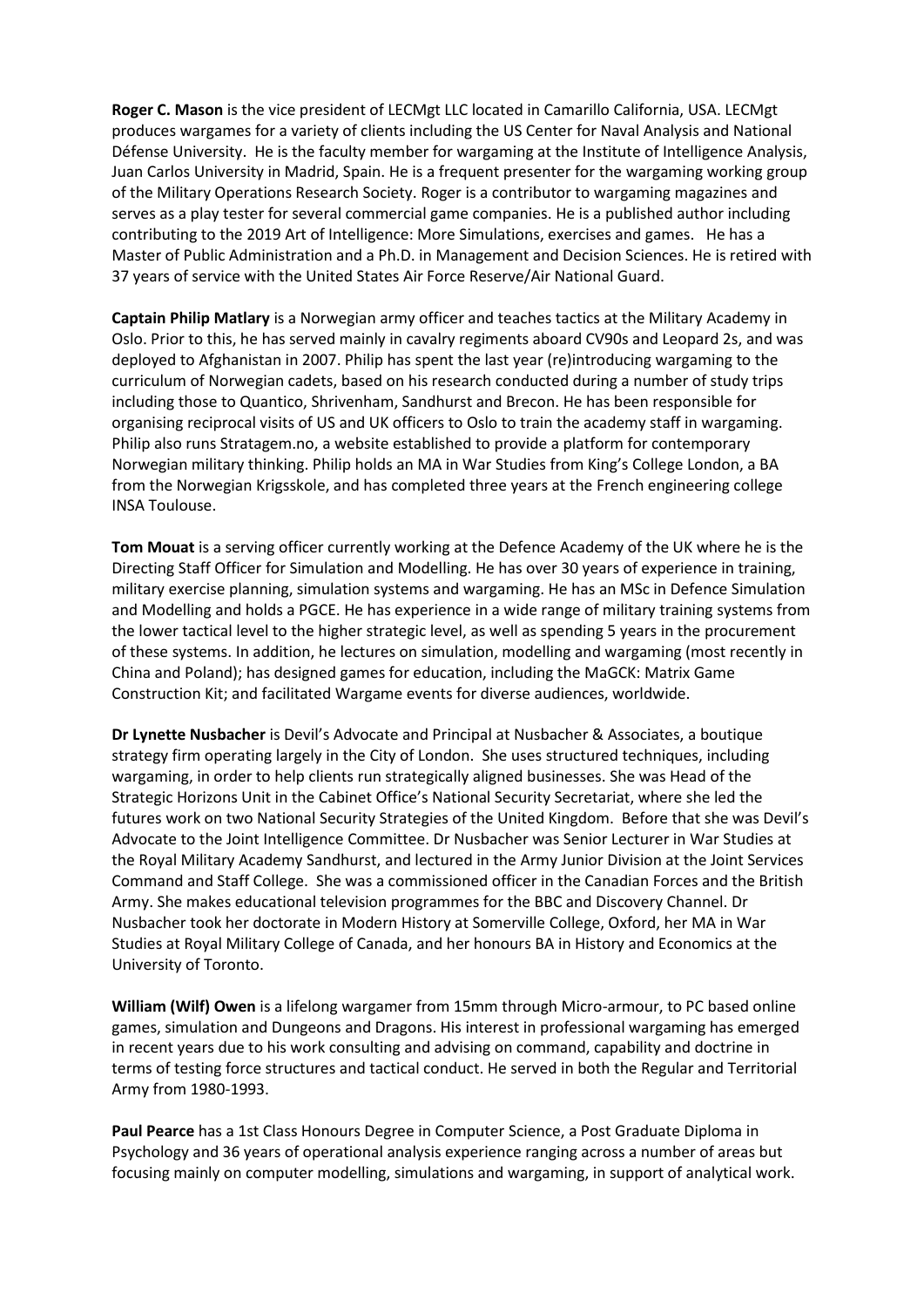**Roger C. Mason** is the vice president of LECMgt LLC located in Camarillo California, USA. LECMgt produces wargames for a variety of clients including the US Center for Naval Analysis and National Défense University. He is the faculty member for wargaming at the Institute of Intelligence Analysis, Juan Carlos University in Madrid, Spain. He is a frequent presenter for the wargaming working group of the Military Operations Research Society. Roger is a contributor to wargaming magazines and serves as a play tester for several commercial game companies. He is a published author including contributing to the 2019 Art of Intelligence: More Simulations, exercises and games. He has a Master of Public Administration and a Ph.D. in Management and Decision Sciences. He is retired with 37 years of service with the United States Air Force Reserve/Air National Guard.

**Captain Philip Matlary** is a Norwegian army officer and teaches tactics at the Military Academy in Oslo. Prior to this, he has served mainly in cavalry regiments aboard CV90s and Leopard 2s, and was deployed to Afghanistan in 2007. Philip has spent the last year (re)introducing wargaming to the curriculum of Norwegian cadets, based on his research conducted during a number of study trips including those to Quantico, Shrivenham, Sandhurst and Brecon. He has been responsible for organising reciprocal visits of US and UK officers to Oslo to train the academy staff in wargaming. Philip also runs Stratagem.no, a website established to provide a platform for contemporary Norwegian military thinking. Philip holds an MA in War Studies from King's College London, a BA from the Norwegian Krigsskole, and has completed three years at the French engineering college INSA Toulouse.

**Tom Mouat** is a serving officer currently working at the Defence Academy of the UK where he is the Directing Staff Officer for Simulation and Modelling. He has over 30 years of experience in training, military exercise planning, simulation systems and wargaming. He has an MSc in Defence Simulation and Modelling and holds a PGCE. He has experience in a wide range of military training systems from the lower tactical level to the higher strategic level, as well as spending 5 years in the procurement of these systems. In addition, he lectures on simulation, modelling and wargaming (most recently in China and Poland); has designed games for education, including the MaGCK: Matrix Game Construction Kit; and facilitated Wargame events for diverse audiences, worldwide.

**Dr Lynette Nusbacher** is Devil's Advocate and Principal at Nusbacher & Associates, a boutique strategy firm operating largely in the City of London. She uses structured techniques, including wargaming, in order to help clients run strategically aligned businesses. She was Head of the Strategic Horizons Unit in the Cabinet Office's National Security Secretariat, where she led the futures work on two National Security Strategies of the United Kingdom. Before that she was Devil's Advocate to the Joint Intelligence Committee. Dr Nusbacher was Senior Lecturer in War Studies at the Royal Military Academy Sandhurst, and lectured in the Army Junior Division at the Joint Services Command and Staff College. She was a commissioned officer in the Canadian Forces and the British Army. She makes educational television programmes for the BBC and Discovery Channel. Dr Nusbacher took her doctorate in Modern History at Somerville College, Oxford, her MA in War Studies at Royal Military College of Canada, and her honours BA in History and Economics at the University of Toronto.

**William (Wilf) Owen** is a lifelong wargamer from 15mm through Micro-armour, to PC based online games, simulation and Dungeons and Dragons. His interest in professional wargaming has emerged in recent years due to his work consulting and advising on command, capability and doctrine in terms of testing force structures and tactical conduct. He served in both the Regular and Territorial Army from 1980-1993.

**Paul Pearce** has a 1st Class Honours Degree in Computer Science, a Post Graduate Diploma in Psychology and 36 years of operational analysis experience ranging across a number of areas but focusing mainly on computer modelling, simulations and wargaming, in support of analytical work.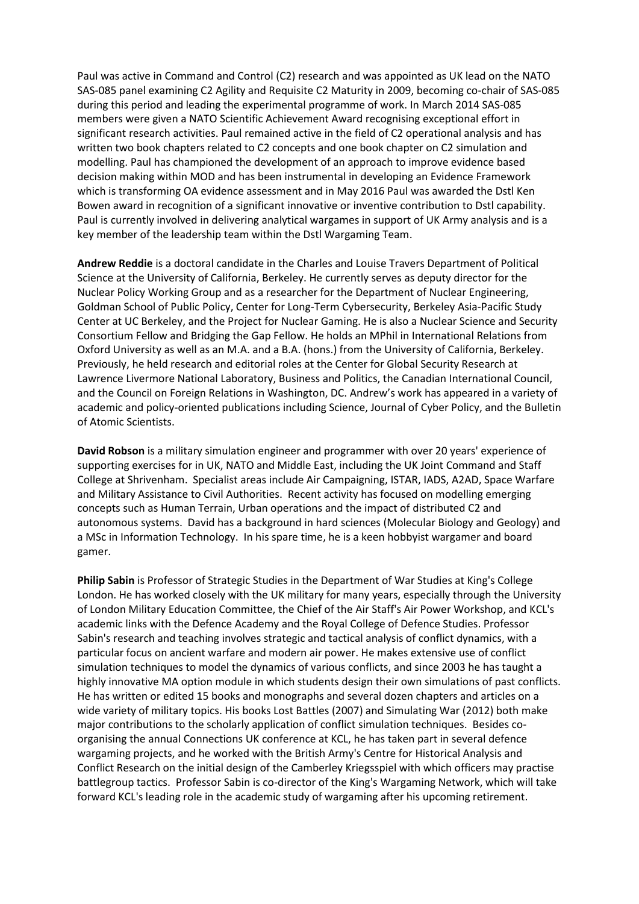Paul was active in Command and Control (C2) research and was appointed as UK lead on the NATO SAS-085 panel examining C2 Agility and Requisite C2 Maturity in 2009, becoming co-chair of SAS-085 during this period and leading the experimental programme of work. In March 2014 SAS-085 members were given a NATO Scientific Achievement Award recognising exceptional effort in significant research activities. Paul remained active in the field of C2 operational analysis and has written two book chapters related to C2 concepts and one book chapter on C2 simulation and modelling. Paul has championed the development of an approach to improve evidence based decision making within MOD and has been instrumental in developing an Evidence Framework which is transforming OA evidence assessment and in May 2016 Paul was awarded the Dstl Ken Bowen award in recognition of a significant innovative or inventive contribution to Dstl capability. Paul is currently involved in delivering analytical wargames in support of UK Army analysis and is a key member of the leadership team within the Dstl Wargaming Team.

**Andrew Reddie** is a doctoral candidate in the Charles and Louise Travers Department of Political Science at the University of California, Berkeley. He currently serves as deputy director for the Nuclear Policy Working Group and as a researcher for the Department of Nuclear Engineering, Goldman School of Public Policy, Center for Long-Term Cybersecurity, Berkeley Asia-Pacific Study Center at UC Berkeley, and the Project for Nuclear Gaming. He is also a Nuclear Science and Security Consortium Fellow and Bridging the Gap Fellow. He holds an MPhil in International Relations from Oxford University as well as an M.A. and a B.A. (hons.) from the University of California, Berkeley. Previously, he held research and editorial roles at the Center for Global Security Research at Lawrence Livermore National Laboratory, Business and Politics, the Canadian International Council, and the Council on Foreign Relations in Washington, DC. Andrew's work has appeared in a variety of academic and policy-oriented publications including Science, Journal of Cyber Policy, and the Bulletin of Atomic Scientists.

**David Robson** is a military simulation engineer and programmer with over 20 years' experience of supporting exercises for in UK, NATO and Middle East, including the UK Joint Command and Staff College at Shrivenham. Specialist areas include Air Campaigning, ISTAR, IADS, A2AD, Space Warfare and Military Assistance to Civil Authorities. Recent activity has focused on modelling emerging concepts such as Human Terrain, Urban operations and the impact of distributed C2 and autonomous systems. David has a background in hard sciences (Molecular Biology and Geology) and a MSc in Information Technology. In his spare time, he is a keen hobbyist wargamer and board gamer.

**Philip Sabin** is Professor of Strategic Studies in the Department of War Studies at King's College London. He has worked closely with the UK military for many years, especially through the University of London Military Education Committee, the Chief of the Air Staff's Air Power Workshop, and KCL's academic links with the Defence Academy and the Royal College of Defence Studies. Professor Sabin's research and teaching involves strategic and tactical analysis of conflict dynamics, with a particular focus on ancient warfare and modern air power. He makes extensive use of conflict simulation techniques to model the dynamics of various conflicts, and since 2003 he has taught a highly innovative MA option module in which students design their own simulations of past conflicts. He has written or edited 15 books and monographs and several dozen chapters and articles on a wide variety of military topics. His books Lost Battles (2007) and Simulating War (2012) both make major contributions to the scholarly application of conflict simulation techniques. Besides co-organising the annual Connections UK conference at KCL, he has taken part in several defence wargaming projects, and he worked with the British Army's Centre for Historical Analysis and Conflict Research on the initial design of the Camberley Kriegsspiel with which officers may practise battlegroup tactics. Professor Sabin is co-director of the King's Wargaming Network, which will take forward KCL's leading role in the academic study of wargaming after his upcoming retirement.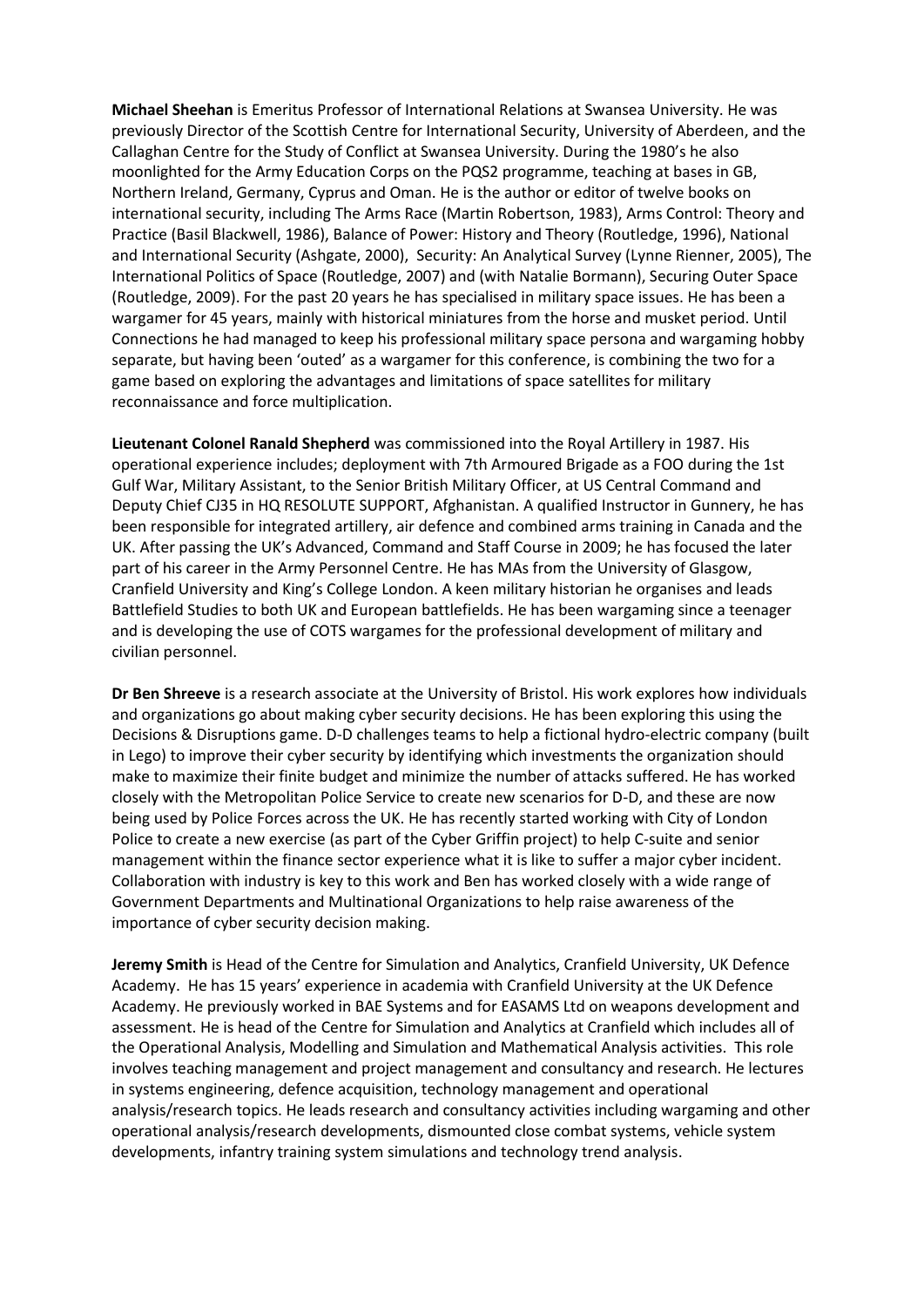**Michael Sheehan** is Emeritus Professor of International Relations at Swansea University. He was previously Director of the Scottish Centre for International Security, University of Aberdeen, and the Callaghan Centre for the Study of Conflict at Swansea University. During the 1980's he also moonlighted for the Army Education Corps on the PQS2 programme, teaching at bases in GB, Northern Ireland, Germany, Cyprus and Oman. He is the author or editor of twelve books on international security, including The Arms Race (Martin Robertson, 1983), Arms Control: Theory and Practice (Basil Blackwell, 1986), Balance of Power: History and Theory (Routledge, 1996), National and International Security (Ashgate, 2000), Security: An Analytical Survey (Lynne Rienner, 2005), The International Politics of Space (Routledge, 2007) and (with Natalie Bormann), Securing Outer Space (Routledge, 2009). For the past 20 years he has specialised in military space issues. He has been a wargamer for 45 years, mainly with historical miniatures from the horse and musket period. Until Connections he had managed to keep his professional military space persona and wargaming hobby separate, but having been 'outed' as a wargamer for this conference, is combining the two for a game based on exploring the advantages and limitations of space satellites for military reconnaissance and force multiplication.

**Lieutenant Colonel Ranald Shepherd** was commissioned into the Royal Artillery in 1987. His operational experience includes; deployment with 7th Armoured Brigade as a FOO during the 1st Gulf War, Military Assistant, to the Senior British Military Officer, at US Central Command and Deputy Chief CJ35 in HQ RESOLUTE SUPPORT, Afghanistan. A qualified Instructor in Gunnery, he has been responsible for integrated artillery, air defence and combined arms training in Canada and the UK. After passing the UK's Advanced, Command and Staff Course in 2009; he has focused the later part of his career in the Army Personnel Centre. He has MAs from the University of Glasgow, Cranfield University and King's College London. A keen military historian he organises and leads Battlefield Studies to both UK and European battlefields. He has been wargaming since a teenager and is developing the use of COTS wargames for the professional development of military and civilian personnel.

**Dr Ben Shreeve** is a research associate at the University of Bristol. His work explores how individuals and organizations go about making cyber security decisions. He has been exploring this using the Decisions & Disruptions game. D-D challenges teams to help a fictional hydro-electric company (built in Lego) to improve their cyber security by identifying which investments the organization should make to maximize their finite budget and minimize the number of attacks suffered. He has worked closely with the Metropolitan Police Service to create new scenarios for D-D, and these are now being used by Police Forces across the UK. He has recently started working with City of London Police to create a new exercise (as part of the Cyber Griffin project) to help C-suite and senior management within the finance sector experience what it is like to suffer a major cyber incident. Collaboration with industry is key to this work and Ben has worked closely with a wide range of Government Departments and Multinational Organizations to help raise awareness of the importance of cyber security decision making.

**Jeremy Smith** is Head of the Centre for Simulation and Analytics, Cranfield University, UK Defence Academy. He has 15 years' experience in academia with Cranfield University at the UK Defence Academy. He previously worked in BAE Systems and for EASAMS Ltd on weapons development and assessment. He is head of the Centre for Simulation and Analytics at Cranfield which includes all of the Operational Analysis, Modelling and Simulation and Mathematical Analysis activities. This role involves teaching management and project management and consultancy and research. He lectures in systems engineering, defence acquisition, technology management and operational analysis/research topics. He leads research and consultancy activities including wargaming and other operational analysis/research developments, dismounted close combat systems, vehicle system developments, infantry training system simulations and technology trend analysis.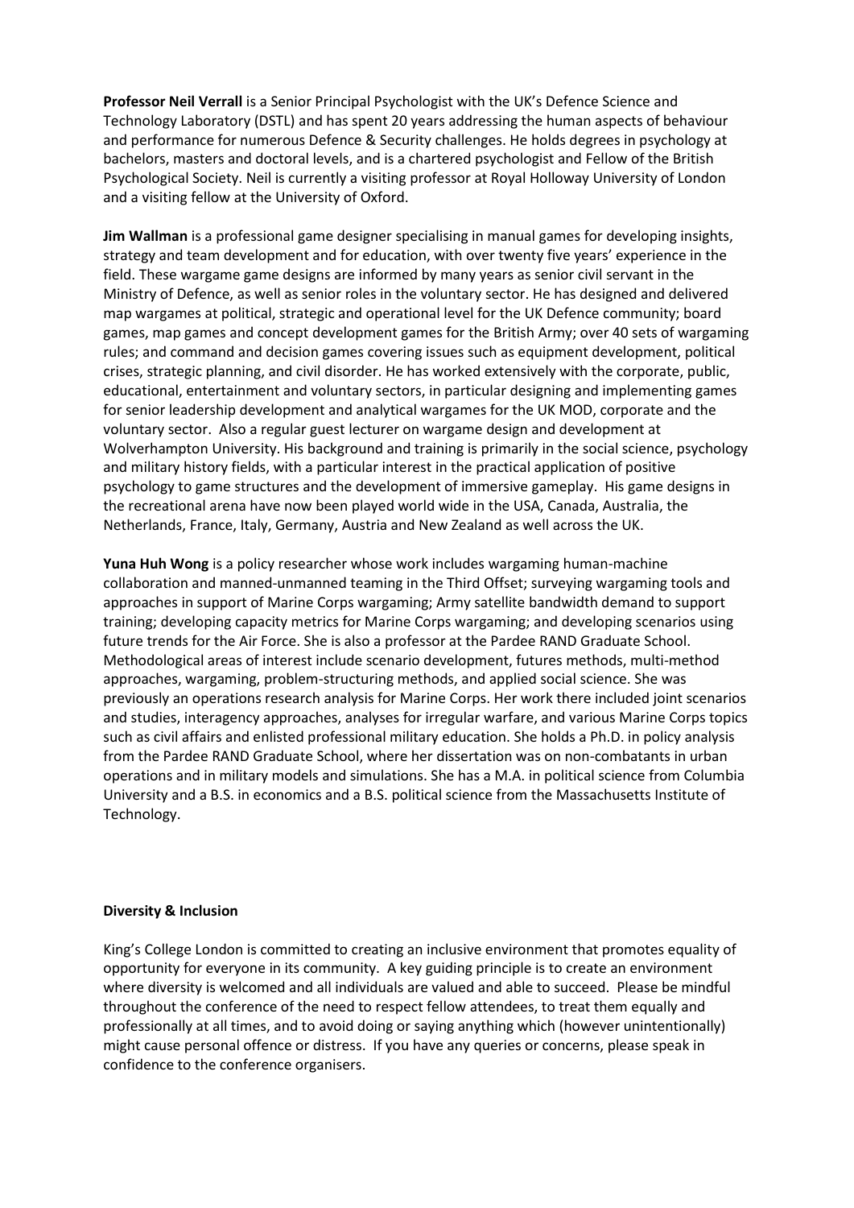**Professor Neil Verrall** is a Senior Principal Psychologist with the UK's Defence Science and Technology Laboratory (DSTL) and has spent 20 years addressing the human aspects of behaviour and performance for numerous Defence & Security challenges. He holds degrees in psychology at bachelors, masters and doctoral levels, and is a chartered psychologist and Fellow of the British Psychological Society. Neil is currently a visiting professor at Royal Holloway University of London and a visiting fellow at the University of Oxford.

**Jim Wallman** is a professional game designer specialising in manual games for developing insights, strategy and team development and for education, with over twenty five years' experience in the field. These wargame game designs are informed by many years as senior civil servant in the Ministry of Defence, as well as senior roles in the voluntary sector. He has designed and delivered map wargames at political, strategic and operational level for the UK Defence community; board games, map games and concept development games for the British Army; over 40 sets of wargaming rules; and command and decision games covering issues such as equipment development, political crises, strategic planning, and civil disorder. He has worked extensively with the corporate, public, educational, entertainment and voluntary sectors, in particular designing and implementing games for senior leadership development and analytical wargames for the UK MOD, corporate and the voluntary sector. Also a regular guest lecturer on wargame design and development at Wolverhampton University. His background and training is primarily in the social science, psychology and military history fields, with a particular interest in the practical application of positive psychology to game structures and the development of immersive gameplay. His game designs in the recreational arena have now been played world wide in the USA, Canada, Australia, the Netherlands, France, Italy, Germany, Austria and New Zealand as well across the UK.

**Yuna Huh Wong** is a policy researcher whose work includes wargaming human-machine collaboration and manned-unmanned teaming in the Third Offset; surveying wargaming tools and approaches in support of Marine Corps wargaming; Army satellite bandwidth demand to support training; developing capacity metrics for Marine Corps wargaming; and developing scenarios using future trends for the Air Force. She is also a professor at the Pardee RAND Graduate School. Methodological areas of interest include scenario development, futures methods, multi-method approaches, wargaming, problem-structuring methods, and applied social science. She was previously an operations research analysis for Marine Corps. Her work there included joint scenarios and studies, interagency approaches, analyses for irregular warfare, and various Marine Corps topics such as civil affairs and enlisted professional military education. She holds a Ph.D. in policy analysis from the Pardee RAND Graduate School, where her dissertation was on non-combatants in urban operations and in military models and simulations. She has a M.A. in political science from Columbia University and a B.S. in economics and a B.S. political science from the Massachusetts Institute of Technology.

**Diversity & Inclusion**

King's College London is committed to creating an inclusive environment that promotes equality of opportunity for everyone in its community. A key guiding principle is to create an environment where diversity is welcomed and all individuals are valued and able to succeed. Please be mindful throughout the conference of the need to respect fellow attendees, to treat them equally and professionally at all times, and to avoid doing or saying anything which (however unintentionally) might cause personal offence or distress. If you have any queries or concerns, please speak in confidence to the conference organisers.